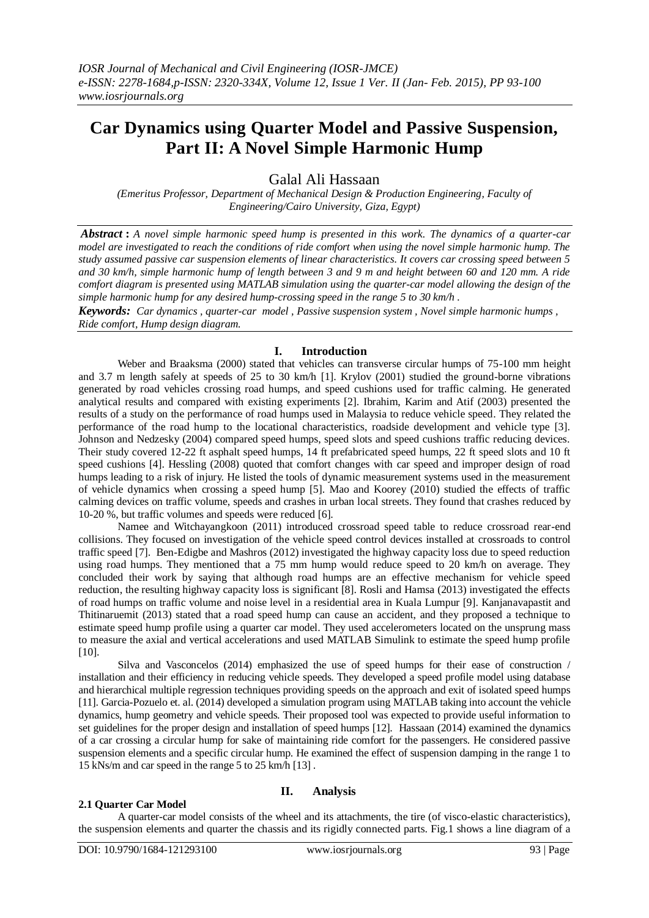# Car Dynamics using Quarter Model and Passive Suspension, Part II: A Novel Simple Harmonic Hump

Galal Ali Hassaan

*(Emeritus Professor, Department of Mechanical Design & Production Engineering, Faculty of Engineering/Cairo University, Giza, Egypt)*

***Abstract :*** *A novel simple harmonic speed hump is presented in this work. The dynamics of a quarter-car model are investigated to reach the conditions of ride comfort when using the novel simple harmonic hump. The study assumed passive car suspension elements of linear characteristics. It covers car crossing speed between 5 and 30 km/h, simple harmonic hump of length between 3 and 9 m and height between 60 and 120 mm. A ride comfort diagram is presented using MATLAB simulation using the quarter-car model allowing the design of the simple harmonic hump for any desired hump-crossing speed in the range 5 to 30 km/h .*

***Keywords:*** *Car dynamics , quarter-car model , Passive suspension system , Novel simple harmonic humps , Ride comfort, Hump design diagram.*

## I. Introduction

Weber and Braaksma (2000) stated that vehicles can transverse circular humps of 75-100 mm height and 3.7 m length safely at speeds of 25 to 30 km/h [1]. Krylov (2001) studied the ground-borne vibrations generated by road vehicles crossing road humps, and speed cushions used for traffic calming. He generated analytical results and compared with existing experiments [2]. Ibrahim, Karim and Atif (2003) presented the results of a study on the performance of road humps used in Malaysia to reduce vehicle speed. They related the performance of the road hump to the locational characteristics, roadside development and vehicle type [3]. Johnson and Nedzesky (2004) compared speed humps, speed slots and speed cushions traffic reducing devices. Their study covered 12-22 ft asphalt speed humps, 14 ft prefabricated speed humps, 22 ft speed slots and 10 ft speed cushions [4]. Hessling (2008) quoted that comfort changes with car speed and improper design of road humps leading to a risk of injury. He listed the tools of dynamic measurement systems used in the measurement of vehicle dynamics when crossing a speed hump [5]. Mao and Koorey (2010) studied the effects of traffic calming devices on traffic volume, speeds and crashes in urban local streets. They found that crashes reduced by 10-20 %, but traffic volumes and speeds were reduced [6].

Namee and Witchayangkoon (2011) introduced crossroad speed table to reduce crossroad rear-end collisions. They focused on investigation of the vehicle speed control devices installed at crossroads to control traffic speed [7]. Ben-Edigbe and Mashros (2012) investigated the highway capacity loss due to speed reduction using road humps. They mentioned that a 75 mm hump would reduce speed to 20 km/h on average. They concluded their work by saying that although road humps are an effective mechanism for vehicle speed reduction, the resulting highway capacity loss is significant [8]. Rosli and Hamsa (2013) investigated the effects of road humps on traffic volume and noise level in a residential area in Kuala Lumpur [9]. Kanjanavapastit and Thitinaruemit (2013) stated that a road speed hump can cause an accident, and they proposed a technique to estimate speed hump profile using a quarter car model. They used accelerometers located on the unsprung mass to measure the axial and vertical accelerations and used MATLAB Simulink to estimate the speed hump profile [10].

Silva and Vasconcelos (2014) emphasized the use of speed humps for their ease of construction / installation and their efficiency in reducing vehicle speeds. They developed a speed profile model using database and hierarchical multiple regression techniques providing speeds on the approach and exit of isolated speed humps [11]. Garcia-Pozuelo et. al. (2014) developed a simulation program using MATLAB taking into account the vehicle dynamics, hump geometry and vehicle speeds. Their proposed tool was expected to provide useful information to set guidelines for the proper design and installation of speed humps [12]. Hassaan (2014) examined the dynamics of a car crossing a circular hump for sake of maintaining ride comfort for the passengers. He considered passive suspension elements and a specific circular hump. He examined the effect of suspension damping in the range 1 to 15 kNs/m and car speed in the range 5 to 25 km/h [13] .

## II. Analysis

### 2.1 Quarter Car Model

A quarter-car model consists of the wheel and its attachments, the tire (of visco-elastic characteristics), the suspension elements and quarter the chassis and its rigidly connected parts. Fig.1 shows a line diagram of a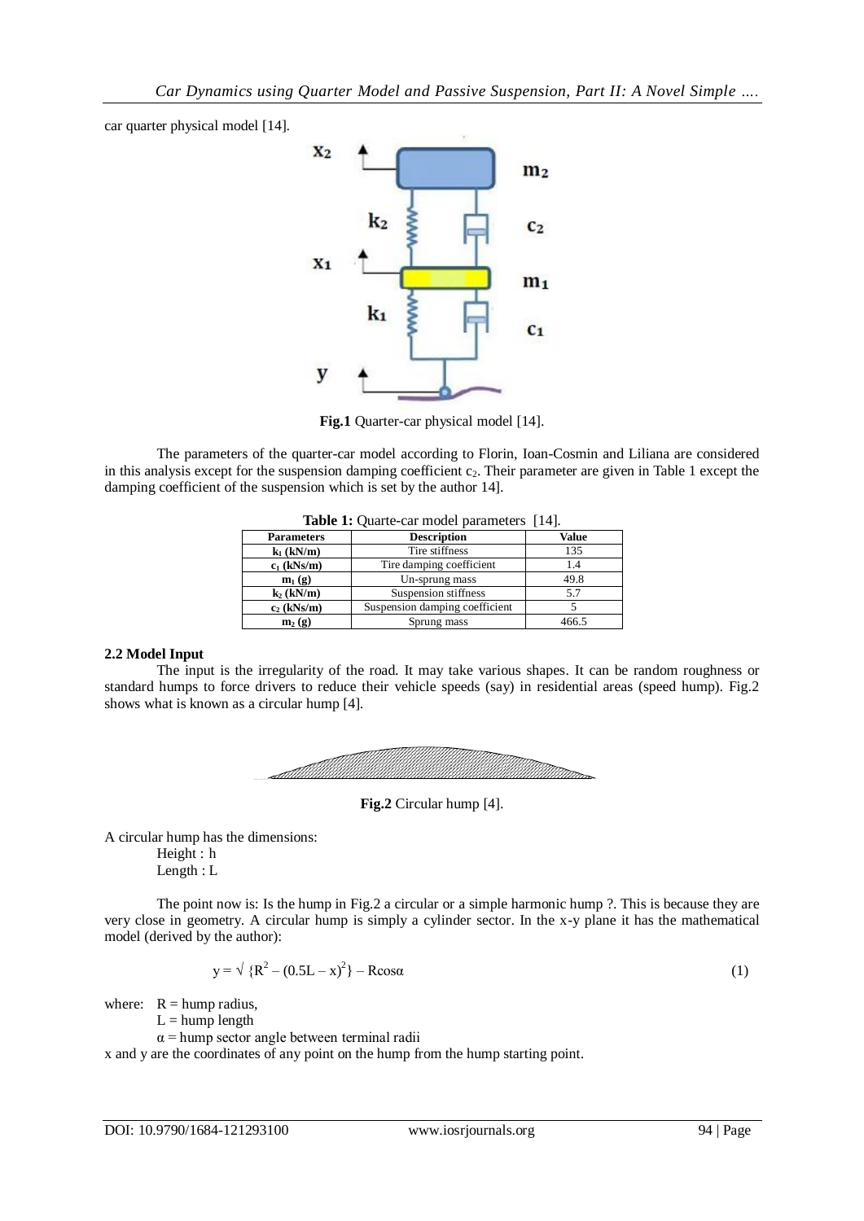car quarter physical model [14].

**Fig.1** Quarter-car physical model [14].

The parameters of the quarter-car model according to Florin, Ioan-Cosmin and Liliana are considered in this analysis except for the suspension damping coefficient $c_2$. Their parameter are given in Table 1 except the damping coefficient of the suspension which is set by the author 14].

**Table 1:** Quarte-car model parameters [14].

| Parameters | Description | Value |
|---|---|---|
| $k_1$ (kN/m) | Tire stiffness | 135 |
| $c_1$ (kNs/m) | Tire damping coefficient | 1.4 |
| $m_1$ (g) | Un-sprung mass | 49.8 |
| $k_2$ (kN/m) | Suspension stiffness | 5.7 |
| $c_2$ (kNs/m) | Suspension damping coefficient | 5 |
| $m_2$ (g) | Sprung mass | 466.5 |

### 2.2 Model Input

The input is the irregularity of the road. It may take various shapes. It can be random roughness or standard humps to force drivers to reduce their vehicle speeds (say) in residential areas (speed hump). Fig.2 shows what is known as a circular hump [4].

**Fig.2** Circular hump [4].

A circular hump has the dimensions:

Height : h

Length : L

The point now is: Is the hump in Fig.2 a circular or a simple harmonic hump ?. This is because they are very close in geometry. A circular hump is simply a cylinder sector. In the x-y plane it has the mathematical model (derived by the author):

$$y = \sqrt{\{R^2 - (0.5L - x)^2\}} - R\cos\alpha \quad (1)$$

where: $R$ = hump radius,

$L$ = hump length

$\alpha$ = hump sector angle between terminal radii

x and y are the coordinates of any point on the hump from the hump starting point.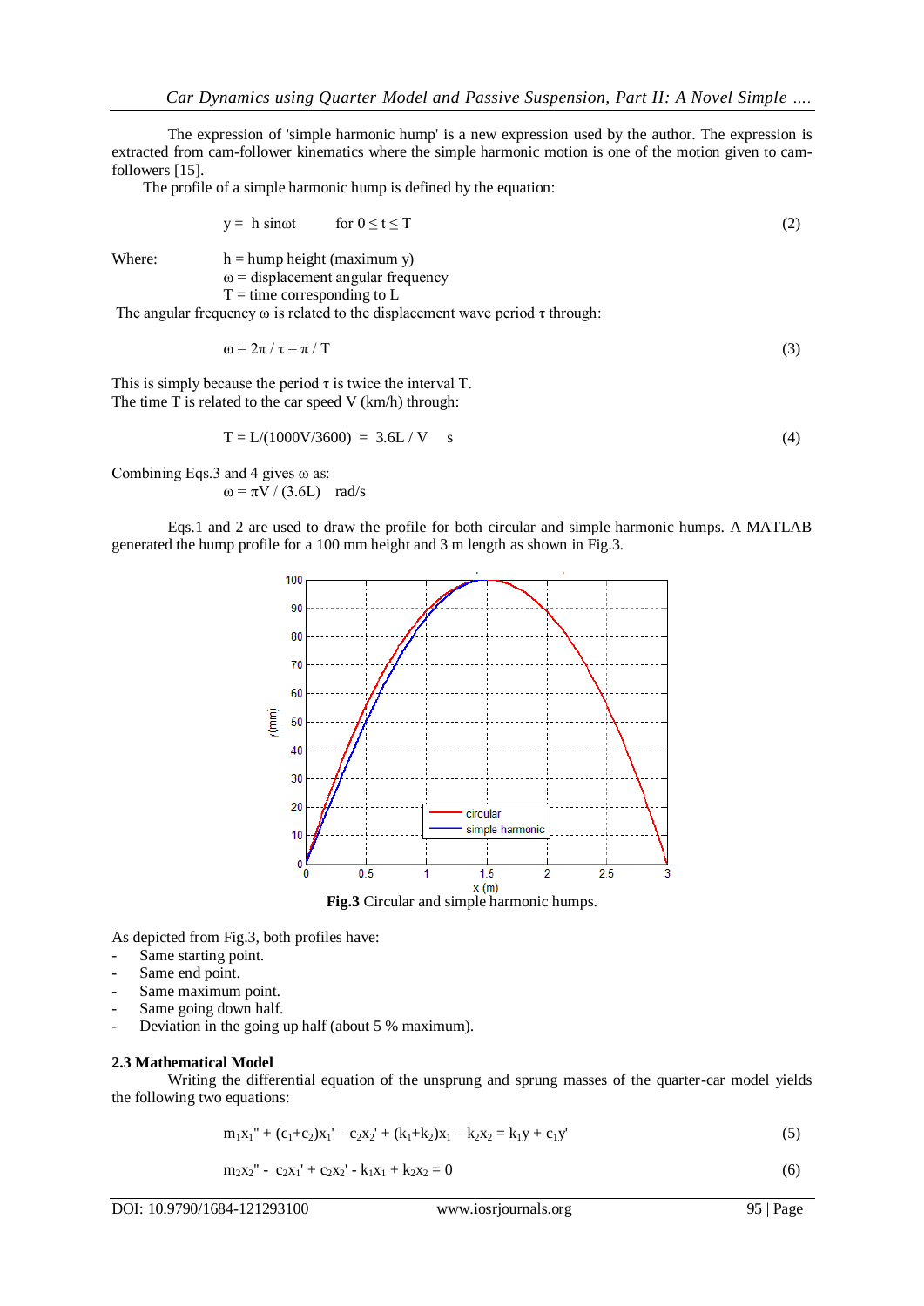The expression of 'simple harmonic hump' is a new expression used by the author. The expression is extracted from cam-follower kinematics where the simple harmonic motion is one of the motion given to cam-followers [15].

The profile of a simple harmonic hump is defined by the equation:

$$y = h \sin\omega t \qquad \text{for } 0 \leq t \leq T \tag{2}$$

Where:
- $h$ = hump height (maximum y)
- $\omega$ = displacement angular frequency
- $T$ = time corresponding to L

The angular frequency $\omega$ is related to the displacement wave period $\tau$ through:

$$\omega = 2\pi / \tau = \pi / T \tag{3}$$

This is simply because the period $\tau$ is twice the interval T.
The time T is related to the car speed V (km/h) through:

$$T = L/(1000V/3600) = 3.6L / V \quad \text{s} \tag{4}$$

Combining Eqs.3 and 4 gives $\omega$ as:

$$\omega = \pi V / (3.6L) \quad \text{rad/s}$$

Eqs.1 and 2 are used to draw the profile for both circular and simple harmonic humps. A MATLAB generated the hump profile for a 100 mm height and 3 m length as shown in Fig.3.

**Fig.3** Circular and simple harmonic humps.

As depicted from Fig.3, both profiles have:
- Same starting point.
- Same end point.
- Same maximum point.
- Same going down half.
- Deviation in the going up half (about 5 % maximum).

### 2.3 Mathematical Model

Writing the differential equation of the unsprung and sprung masses of the quarter-car model yields the following two equations:

$$m_1x_1'' + (c_1+c_2)x_1' - c_2x_2' + (k_1+k_2)x_1 - k_2x_2 = k_1y + c_1y' \tag{5}$$

$$m_2x_2'' - c_2x_1' + c_2x_2' - k_1x_1 + k_2x_2 = 0 \tag{6}$$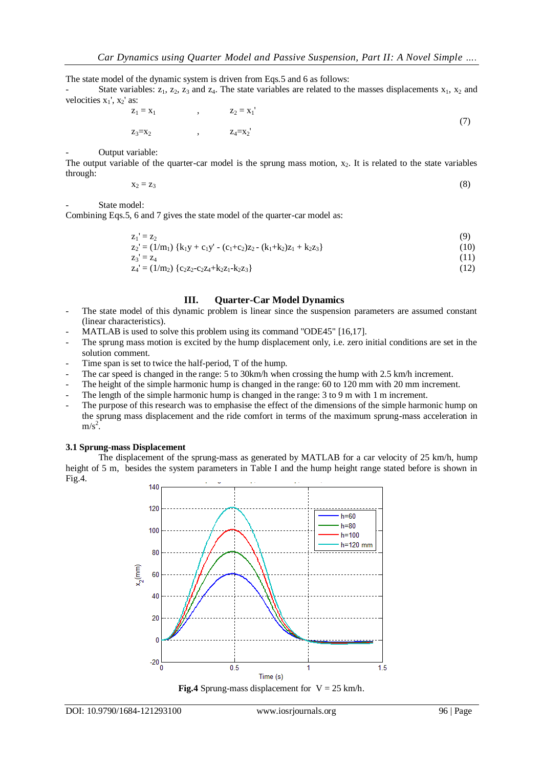The state model of the dynamic system is driven from Eqs.5 and 6 as follows:

- State variables: $z_1$, $z_2$, $z_3$ and $z_4$. The state variables are related to the masses displacements $x_1$, $x_2$ and velocities $x_1'$, $x_2'$ as:

$$z_1 = x_1 \quad , \quad z_2 = x_1'$$
$$z_3 = x_2 \quad , \quad z_4 = x_2' \tag{7}$$

- Output variable:

The output variable of the quarter-car model is the sprung mass motion, $x_2$. It is related to the state variables through:

$$x_2 = z_3 \tag{8}$$

- State model:

Combining Eqs.5, 6 and 7 gives the state model of the quarter-car model as:

$$z_1' = z_2 \tag{9}$$
$$z_2' = (1/m_1)\,\{k_1 y + c_1 y' - (c_1+c_2)z_2 - (k_1+k_2)z_1 + k_2 z_3\} \tag{10}$$
$$z_3' = z_4 \tag{11}$$
$$z_4' = (1/m_2)\,\{c_2 z_2 - c_2 z_4 + k_2 z_1 - k_2 z_3\} \tag{12}$$

## III. Quarter-Car Model Dynamics

- The state model of this dynamic problem is linear since the suspension parameters are assumed constant (linear characteristics).
- MATLAB is used to solve this problem using its command "ODE45" [16,17].
- The sprung mass motion is excited by the hump displacement only, i.e. zero initial conditions are set in the solution comment.
- Time span is set to twice the half-period, T of the hump.
- The car speed is changed in the range: 5 to 30km/h when crossing the hump with 2.5 km/h increment.
- The height of the simple harmonic hump is changed in the range: 60 to 120 mm with 20 mm increment.
- The length of the simple harmonic hump is changed in the range: 3 to 9 m with 1 m increment.
- The purpose of this research was to emphasise the effect of the dimensions of the simple harmonic hump on the sprung mass displacement and the ride comfort in terms of the maximum sprung-mass acceleration in $m/s^2$.

### 3.1 Sprung-mass Displacement

The displacement of the sprung-mass as generated by MATLAB for a car velocity of 25 km/h, hump height of 5 m, besides the system parameters in Table I and the hump height range stated before is shown in Fig.4.

**Fig.4** Sprung-mass displacement for V = 25 km/h.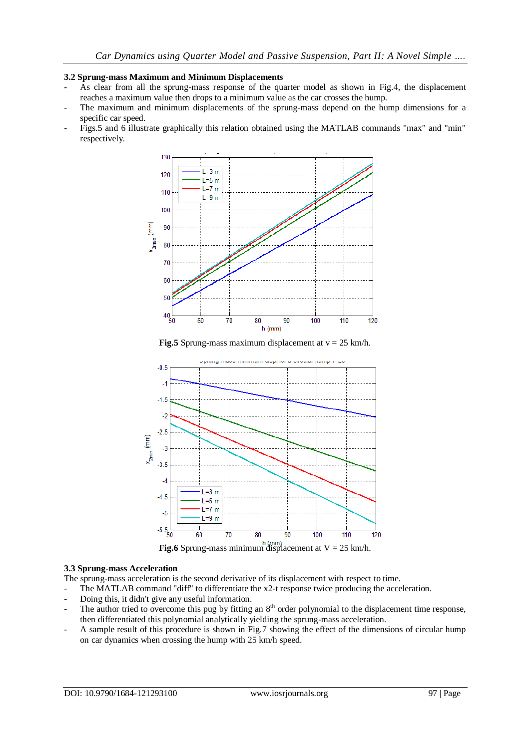### 3.2 Sprung-mass Maximum and Minimum Displacements

- As clear from all the sprung-mass response of the quarter model as shown in Fig.4, the displacement reaches a maximum value then drops to a minimum value as the car crosses the hump.
- The maximum and minimum displacements of the sprung-mass depend on the hump dimensions for a specific car speed.
- Figs.5 and 6 illustrate graphically this relation obtained using the MATLAB commands "max" and "min" respectively.

**Fig.5** Sprung-mass maximum displacement at v = 25 km/h.

**Fig.6** Sprung-mass minimum displacement at V = 25 km/h.

### 3.3 Sprung-mass Acceleration

The sprung-mass acceleration is the second derivative of its displacement with respect to time.

- The MATLAB command "diff" to differentiate the x2-t response twice producing the acceleration.
- Doing this, it didn't give any useful information.
- The author tried to overcome this pug by fitting an 8th order polynomial to the displacement time response, then differentiated this polynomial analytically yielding the sprung-mass acceleration.
- A sample result of this procedure is shown in Fig.7 showing the effect of the dimensions of circular hump on car dynamics when crossing the hump with 25 km/h speed.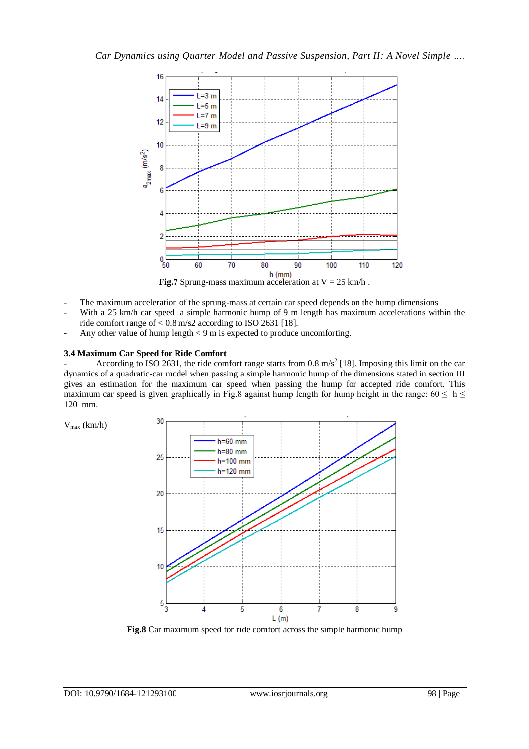**Fig.7** Sprung-mass maximum acceleration at V = 25 km/h .

- The maximum acceleration of the sprung-mass at certain car speed depends on the hump dimensions
- With a 25 km/h car speed a simple harmonic hump of 9 m length has maximum accelerations within the ride comfort range of < 0.8 m/s2 according to ISO 2631 [18].
- Any other value of hump length < 9 m is expected to produce uncomforting.

### 3.4 Maximum Car Speed for Ride Comfort

- According to ISO 2631, the ride comfort range starts from 0.8 $m/s^2$ [18]. Imposing this limit on the car dynamics of a quadratic-car model when passing a simple harmonic hump of the dimensions stated in section III gives an estimation for the maximum car speed when passing the hump for accepted ride comfort. This maximum car speed is given graphically in Fig.8 against hump length for hump height in the range: $60 \leq h \leq 120$ mm.

**Fig.8** Car maximum speed for ride comfort across the simple harmonic hump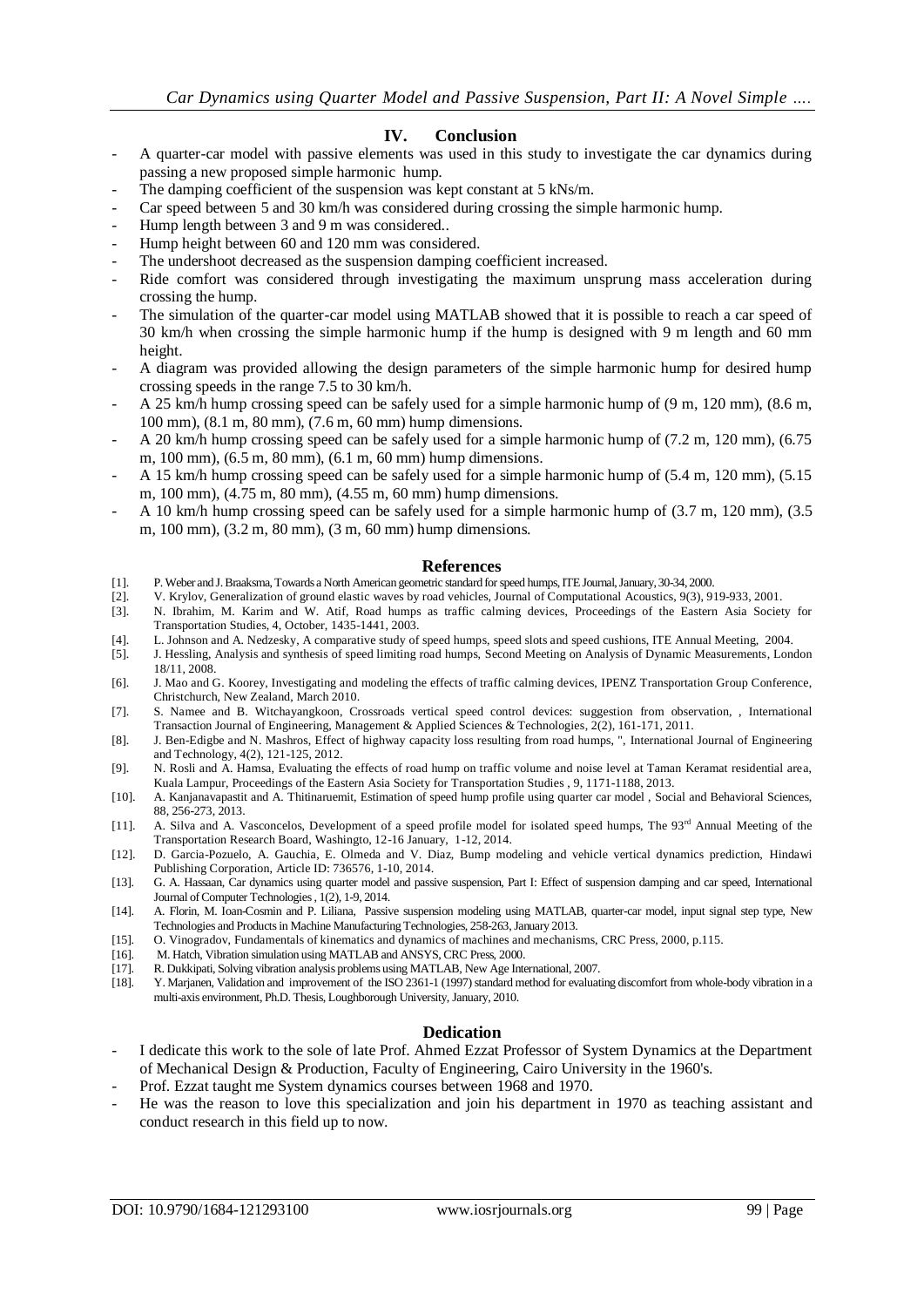## IV. Conclusion

- A quarter-car model with passive elements was used in this study to investigate the car dynamics during passing a new proposed simple harmonic hump.
- The damping coefficient of the suspension was kept constant at 5 kNs/m.
- Car speed between 5 and 30 km/h was considered during crossing the simple harmonic hump.
- Hump length between 3 and 9 m was considered..
- Hump height between 60 and 120 mm was considered.
- The undershoot decreased as the suspension damping coefficient increased.
- Ride comfort was considered through investigating the maximum unsprung mass acceleration during crossing the hump.
- The simulation of the quarter-car model using MATLAB showed that it is possible to reach a car speed of 30 km/h when crossing the simple harmonic hump if the hump is designed with 9 m length and 60 mm height.
- A diagram was provided allowing the design parameters of the simple harmonic hump for desired hump crossing speeds in the range 7.5 to 30 km/h.
- A 25 km/h hump crossing speed can be safely used for a simple harmonic hump of (9 m, 120 mm), (8.6 m, 100 mm), (8.1 m, 80 mm), (7.6 m, 60 mm) hump dimensions.
- A 20 km/h hump crossing speed can be safely used for a simple harmonic hump of (7.2 m, 120 mm), (6.75 m, 100 mm), (6.5 m, 80 mm), (6.1 m, 60 mm) hump dimensions.
- A 15 km/h hump crossing speed can be safely used for a simple harmonic hump of (5.4 m, 120 mm), (5.15 m, 100 mm), (4.75 m, 80 mm), (4.55 m, 60 mm) hump dimensions.
- A 10 km/h hump crossing speed can be safely used for a simple harmonic hump of (3.7 m, 120 mm), (3.5 m, 100 mm), (3.2 m, 80 mm), (3 m, 60 mm) hump dimensions.

## References

[1]. P. Weber and J. Braaksma, Towards a North American geometric standard for speed humps, ITE Journal, January, 30-34, 2000.

[2]. V. Krylov, Generalization of ground elastic waves by road vehicles, Journal of Computational Acoustics, 9(3), 919-933, 2001.

[3]. N. Ibrahim, M. Karim and W. Atif, Road humps as traffic calming devices, Proceedings of the Eastern Asia Society for Transportation Studies, 4, October, 1435-1441, 2003.

[4]. L. Johnson and A. Nedzesky, A comparative study of speed humps, speed slots and speed cushions, ITE Annual Meeting, 2004.

[5]. J. Hessling, Analysis and synthesis of speed limiting road humps, Second Meeting on Analysis of Dynamic Measurements, London 18/11, 2008.

[6]. J. Mao and G. Koorey, Investigating and modeling the effects of traffic calming devices, IPENZ Transportation Group Conference, Christchurch, New Zealand, March 2010.

[7]. S. Namee and B. Witchayangkoon, Crossroads vertical speed control devices: suggestion from observation, , International Transaction Journal of Engineering, Management & Applied Sciences & Technologies, 2(2), 161-171, 2011.

[8]. J. Ben-Edigbe and N. Mashros, Effect of highway capacity loss resulting from road humps, ", International Journal of Engineering and Technology, 4(2), 121-125, 2012.

[9]. N. Rosli and A. Hamsa, Evaluating the effects of road hump on traffic volume and noise level at Taman Keramat residential area, Kuala Lampur, Proceedings of the Eastern Asia Society for Transportation Studies , 9, 1171-1188, 2013.

[10]. A. Kanjanavapastit and A. Thitinaruemit, Estimation of speed hump profile using quarter car model , Social and Behavioral Sciences, 88, 256-273, 2013.

[11]. A. Silva and A. Vasconcelos, Development of a speed profile model for isolated speed humps, The 93rd Annual Meeting of the Transportation Research Board, Washingto, 12-16 January, 1-12, 2014.

[12]. D. Garcia-Pozuelo, A. Gauchia, E. Olmeda and V. Diaz, Bump modeling and vehicle vertical dynamics prediction, Hindawi Publishing Corporation, Article ID: 736576, 1-10, 2014.

[13]. G. A. Hassaan, Car dynamics using quarter model and passive suspension, Part I: Effect of suspension damping and car speed, International Journal of Computer Technologies , 1(2), 1-9, 2014.

[14]. A. Florin, M. Ioan-Cosmin and P. Liliana, Passive suspension modeling using MATLAB, quarter-car model, input signal step type, New Technologies and Products in Machine Manufacturing Technologies, 258-263, January 2013.

[15]. O. Vinogradov, Fundamentals of kinematics and dynamics of machines and mechanisms, CRC Press, 2000, p.115.

[16]. M. Hatch, Vibration simulation using MATLAB and ANSYS, CRC Press, 2000.

[17]. R. Dukkipati, Solving vibration analysis problems using MATLAB, New Age International, 2007.

[18]. Y. Marjanen, Validation and improvement of the ISO 2361-1 (1997) standard method for evaluating discomfort from whole-body vibration in a multi-axis environment, Ph.D. Thesis, Loughborough University, January, 2010.

## Dedication

- I dedicate this work to the sole of late Prof. Ahmed Ezzat Professor of System Dynamics at the Department of Mechanical Design & Production, Faculty of Engineering, Cairo University in the 1960's.
- Prof. Ezzat taught me System dynamics courses between 1968 and 1970.
- He was the reason to love this specialization and join his department in 1970 as teaching assistant and conduct research in this field up to now.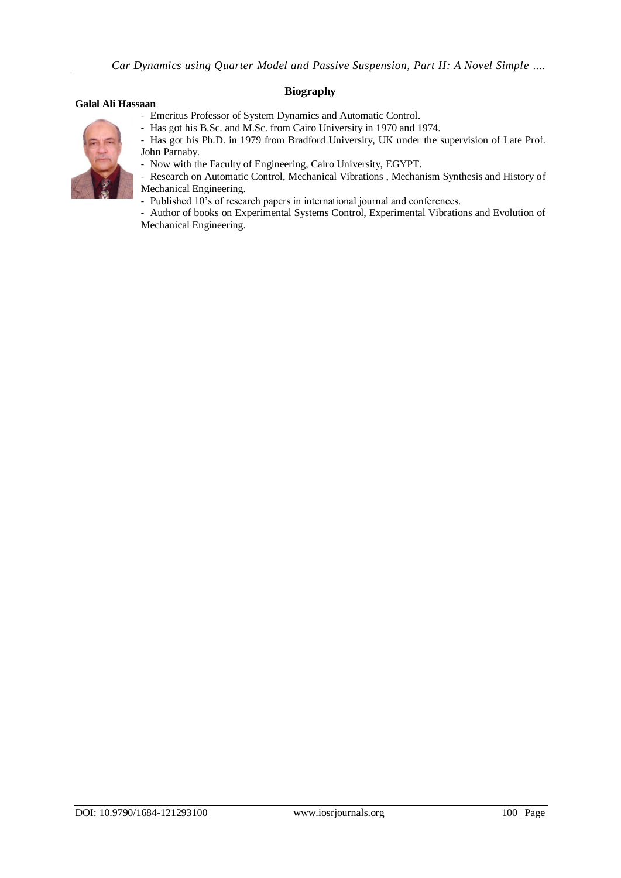## Biography

**Galal Ali Hassaan**

- Emeritus Professor of System Dynamics and Automatic Control.
- Has got his B.Sc. and M.Sc. from Cairo University in 1970 and 1974.
- Has got his Ph.D. in 1979 from Bradford University, UK under the supervision of Late Prof. John Parnaby.
- Now with the Faculty of Engineering, Cairo University, EGYPT.
- Research on Automatic Control, Mechanical Vibrations , Mechanism Synthesis and History of Mechanical Engineering.
- Published 10's of research papers in international journal and conferences.
- Author of books on Experimental Systems Control, Experimental Vibrations and Evolution of Mechanical Engineering.